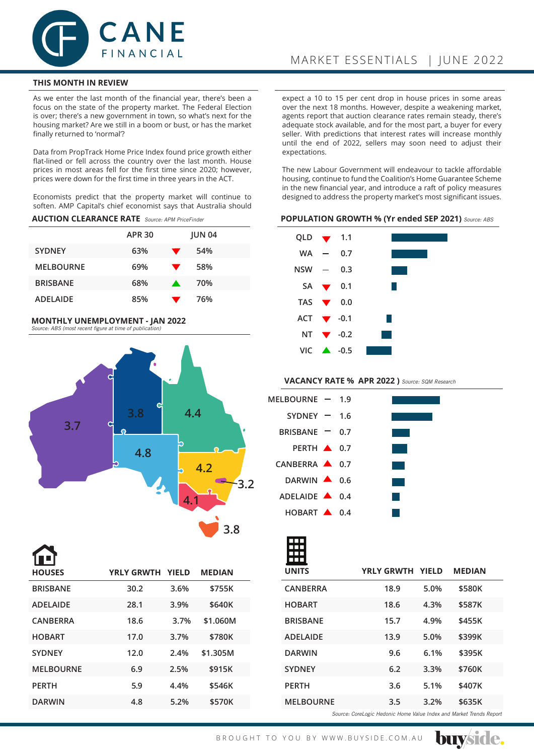# CANE FINANCIAL

MARKET ESSENTIALS | JUNE 2022

## THIS MONTH IN REVIEW

As we enter the last month of the financial year, there's been a focus on the state of the property market. The Federal Election is over; there's a new government in town, so what's next for the housing market? Are we still in a boom or bust, or has the market finally returned to 'normal'?

Data from PropTrack Home Price Index found price growth either flat-lined or fell across the country over the last month. House prices in most areas fell for the first time since 2020; however, prices were down for the first time in three years in the ACT.

Economists predict that the property market will continue to soften. AMP Capital's chief economist says that Australia should expect a 10 to 15 per cent drop in house prices in some areas over the next 18 months. However, despite a weakening market, agents report that auction clearance rates remain steady, there's adequate stock available, and for the most part, a buyer for every seller. With predictions that interest rates will increase monthly until the end of 2022, sellers may soon need to adjust their expectations.

The new Labour Government will endeavour to tackle affordable housing, continue to fund the Coalition's Home Guarantee Scheme in the new financial year, and introduce a raft of policy measures designed to address the property market's most significant issues.

### AUCTION CLEARANCE RATE *Source: APM PriceFinder*

| | APR 30 | | JUN 04 |
|---|---|---|---|
| SYDNEY | 63% | ▼ | 54% |
| MELBOURNE | 69% | ▼ | 58% |
| BRISBANE | 68% | ▲ | 70% |
| ADELAIDE | 85% | ▼ | 76% |

### MONTHLY UNEMPLOYMENT - JAN 2022
*Source: ABS (most recent figure at time of publication)*

| State/Territory | Unemployment |
|---|---|
| WA | 3.7 |
| NT | 3.8 |
| QLD | 4.4 |
| SA | 4.8 |
| NSW | 4.2 |
| ACT | 3.2 |
| VIC | 4.1 |
| TAS | 3.8 |

### POPULATION GROWTH % (Yr ended SEP 2021) *Source: ABS*

| | | % |
|---|---|---|
| QLD | ▼ | 1.1 |
| WA | – | 0.7 |
| NSW | – | 0.3 |
| SA | ▼ | 0.1 |
| TAS | ▼ | 0.0 |
| ACT | ▼ | -0.1 |
| NT | ▼ | -0.2 |
| VIC | ▲ | -0.5 |

### VACANCY RATE % APR 2022 ) *Source: SQM Research*

| | | % |
|---|---|---|
| MELBOURNE | – | 1.9 |
| SYDNEY | – | 1.6 |
| BRISBANE | – | 0.7 |
| PERTH | ▲ | 0.7 |
| CANBERRA | ▲ | 0.7 |
| DARWIN | ▲ | 0.6 |
| ADELAIDE | ▲ | 0.4 |
| HOBART | ▲ | 0.4 |

### HOUSES

| HOUSES | YRLY GRWTH | YIELD | MEDIAN |
|---|---|---|---|
| BRISBANE | 30.2 | 3.6% | $755K |
| ADELAIDE | 28.1 | 3.9% | $640K |
| CANBERRA | 18.6 | 3.7% | $1.060M |
| HOBART | 17.0 | 3.7% | $780K |
| SYDNEY | 12.0 | 2.4% | $1.305M |
| MELBOURNE | 6.9 | 2.5% | $915K |
| PERTH | 5.9 | 4.4% | $546K |
| DARWIN | 4.8 | 5.2% | $570K |

### UNITS

| UNITS | YRLY GRWTH | YIELD | MEDIAN |
|---|---|---|---|
| CANBERRA | 18.9 | 5.0% | $580K |
| HOBART | 18.6 | 4.3% | $587K |
| BRISBANE | 15.7 | 4.9% | $455K |
| ADELAIDE | 13.9 | 5.0% | $399K |
| DARWIN | 9.6 | 6.1% | $395K |
| SYDNEY | 6.2 | 3.3% | $760K |
| PERTH | 3.6 | 5.1% | $407K |
| MELBOURNE | 3.5 | 3.2% | $635K |

*Source: CoreLogic Hedonic Home Value Index and Market Trends Report*

BROUGHT TO YOU BY WWW.BUYSIDE.COM.AU buyside.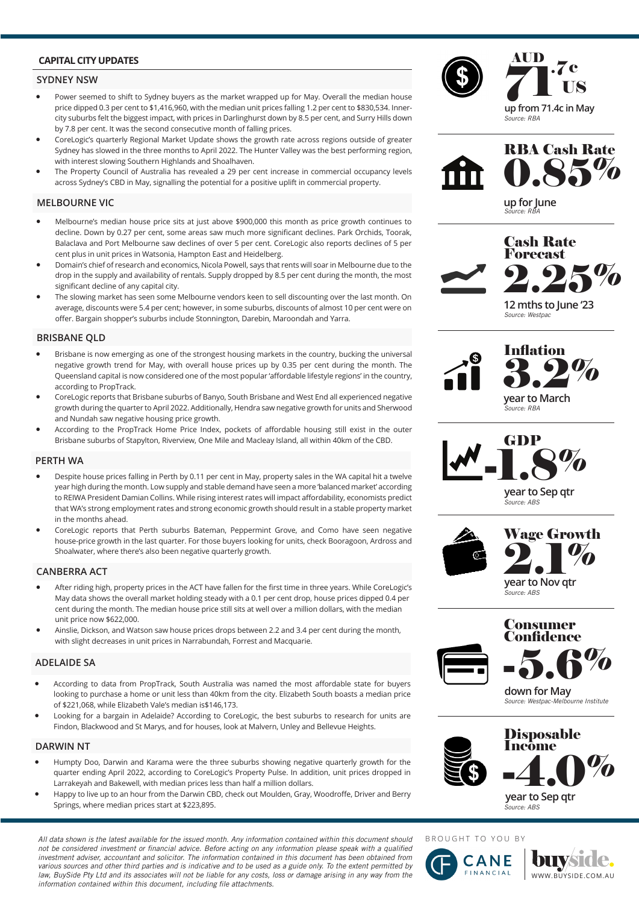## CAPITAL CITY UPDATES

### SYDNEY NSW

- Power seemed to shift to Sydney buyers as the market wrapped up for May. Overall the median house price dipped 0.3 per cent to $1,416,960, with the median unit prices falling 1.2 per cent to $830,534. Inner-city suburbs felt the biggest impact, with prices in Darlinghurst down by 8.5 per cent, and Surry Hills down by 7.8 per cent. It was the second consecutive month of falling prices.
- CoreLogic's quarterly Regional Market Update shows the growth rate across regions outside of greater Sydney has slowed in the three months to April 2022. The Hunter Valley was the best performing region, with interest slowing Southern Highlands and Shoalhaven.
- The Property Council of Australia has revealed a 29 per cent increase in commercial occupancy levels across Sydney's CBD in May, signalling the potential for a positive uplift in commercial property.

### MELBOURNE VIC

- Melbourne's median house price sits at just above $900,000 this month as price growth continues to decline. Down by 0.27 per cent, some areas saw much more significant declines. Park Orchids, Toorak, Balaclava and Port Melbourne saw declines of over 5 per cent. CoreLogic also reports declines of 5 per cent plus in unit prices in Watsonia, Hampton East and Heidelberg.
- Domain's chief of research and economics, Nicola Powell, says that rents will soar in Melbourne due to the drop in the supply and availability of rentals. Supply dropped by 8.5 per cent during the month, the most significant decline of any capital city.
- The slowing market has seen some Melbourne vendors keen to sell discounting over the last month. On average, discounts were 5.4 per cent; however, in some suburbs, discounts of almost 10 per cent were on offer. Bargain shopper's suburbs include Stonnington, Darebin, Maroondah and Yarra.

### BRISBANE QLD

- Brisbane is now emerging as one of the strongest housing markets in the country, bucking the universal negative growth trend for May, with overall house prices up by 0.35 per cent during the month. The Queensland capital is now considered one of the most popular 'affordable lifestyle regions' in the country, according to PropTrack.
- CoreLogic reports that Brisbane suburbs of Banyo, South Brisbane and West End all experienced negative growth during the quarter to April 2022. Additionally, Hendra saw negative growth for units and Sherwood and Nundah saw negative housing price growth.
- According to the PropTrack Home Price Index, pockets of affordable housing still exist in the outer Brisbane suburbs of Stapylton, Riverview, One Mile and Macleay Island, all within 40km of the CBD.

### PERTH WA

- Despite house prices falling in Perth by 0.11 per cent in May, property sales in the WA capital hit a twelve year high during the month. Low supply and stable demand have seen a more 'balanced market' according to REIWA President Damian Collins. While rising interest rates will impact affordability, economists predict that WA's strong employment rates and strong economic growth should result in a stable property market in the months ahead.
- CoreLogic reports that Perth suburbs Bateman, Peppermint Grove, and Como have seen negative house-price growth in the last quarter. For those buyers looking for units, check Booragoon, Ardross and Shoalwater, where there's also been negative quarterly growth.

### CANBERRA ACT

- After riding high, property prices in the ACT have fallen for the first time in three years. While CoreLogic's May data shows the overall market holding steady with a 0.1 per cent drop, house prices dipped 0.4 per cent during the month. The median house price still sits at well over a million dollars, with the median unit price now $622,000.
- Ainslie, Dickson, and Watson saw house prices drops between 2.2 and 3.4 per cent during the month, with slight decreases in unit prices in Narrabundah, Forrest and Macquarie.

### ADELAIDE SA

- According to data from PropTrack, South Australia was named the most affordable state for buyers looking to purchase a home or unit less than 40km from the city. Elizabeth South boasts a median price of $221,068, while Elizabeth Vale's median is$146,173.
- Looking for a bargain in Adelaide? According to CoreLogic, the best suburbs to research for units are Findon, Blackwood and St Marys, and for houses, look at Malvern, Unley and Bellevue Heights.

### DARWIN NT

- Humpty Doo, Darwin and Karama were the three suburbs showing negative quarterly growth for the quarter ending April 2022, according to CoreLogic's Property Pulse. In addition, unit prices dropped in Larrakeyah and Bakewell, with median prices less than half a million dollars.
- Happy to live up to an hour from the Darwin CBD, check out Moulden, Gray, Woodroffe, Driver and Berry Springs, where median prices start at $223,895.

---

**AUD 71.7c US**
up from 71.4c in May
*Source: RBA*

**RBA Cash Rate 0.85%**
up for June
*Source: RBA*

**Cash Rate Forecast 2.25%**
12 mths to June '23
*Source: Westpac*

**Inflation 3.2%**
year to March
*Source: RBA*

**GDP -1.8%**
year to Sep qtr
*Source: ABS*

**Wage Growth 2.1%**
year to Nov qtr
*Source: ABS*

**Consumer Confidence -5.6%**
down for May
*Source: Westpac-Melbourne Institute*

**Disposable Income -4.0%**
year to Sep qtr
*Source: ABS*

---

*All data shown is the latest available for the issued month. Any information contained within this document should not be considered investment or financial advice. Before acting on any information please speak with a qualified investment adviser, accountant and solicitor. The information contained in this document has been obtained from various sources and other third parties and is indicative and to be used as a guide only. To the extent permitted by law, BuySide Pty Ltd and its associates will not be liable for any costs, loss or damage arising in any way from the information contained within this document, including file attachments.*

BROUGHT TO YOU BY

CANE FINANCIAL | buyside. WWW.BUYSIDE.COM.AU